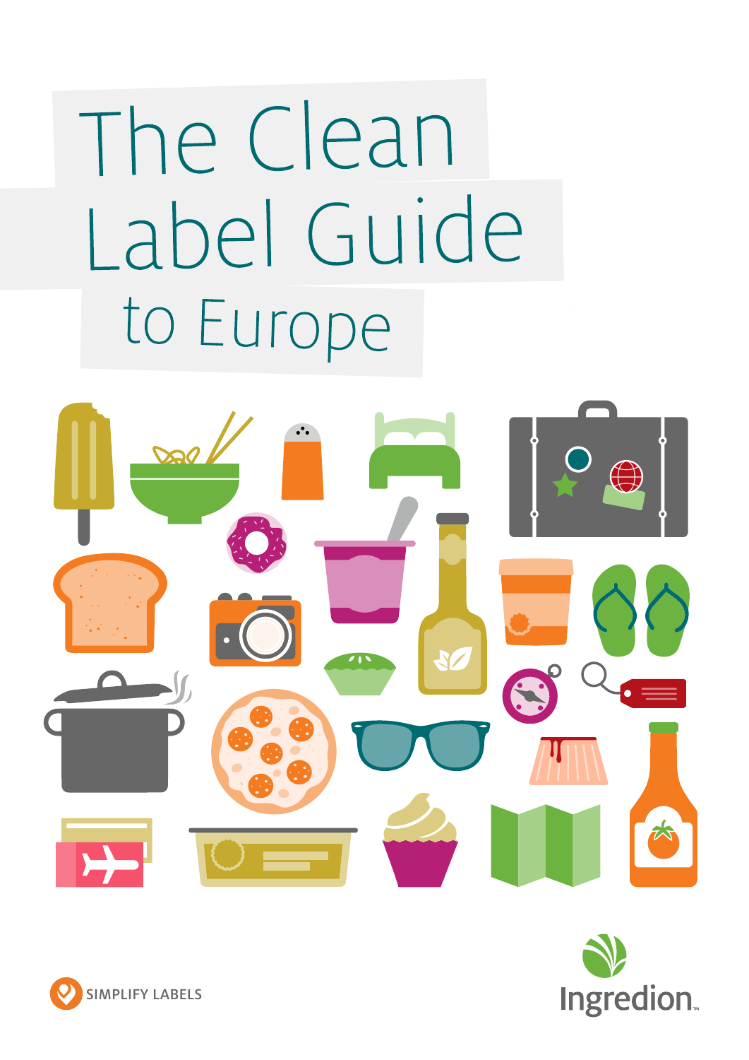# The Clean Label Guide to Europe

SIMPLIFY LABELS

Ingredion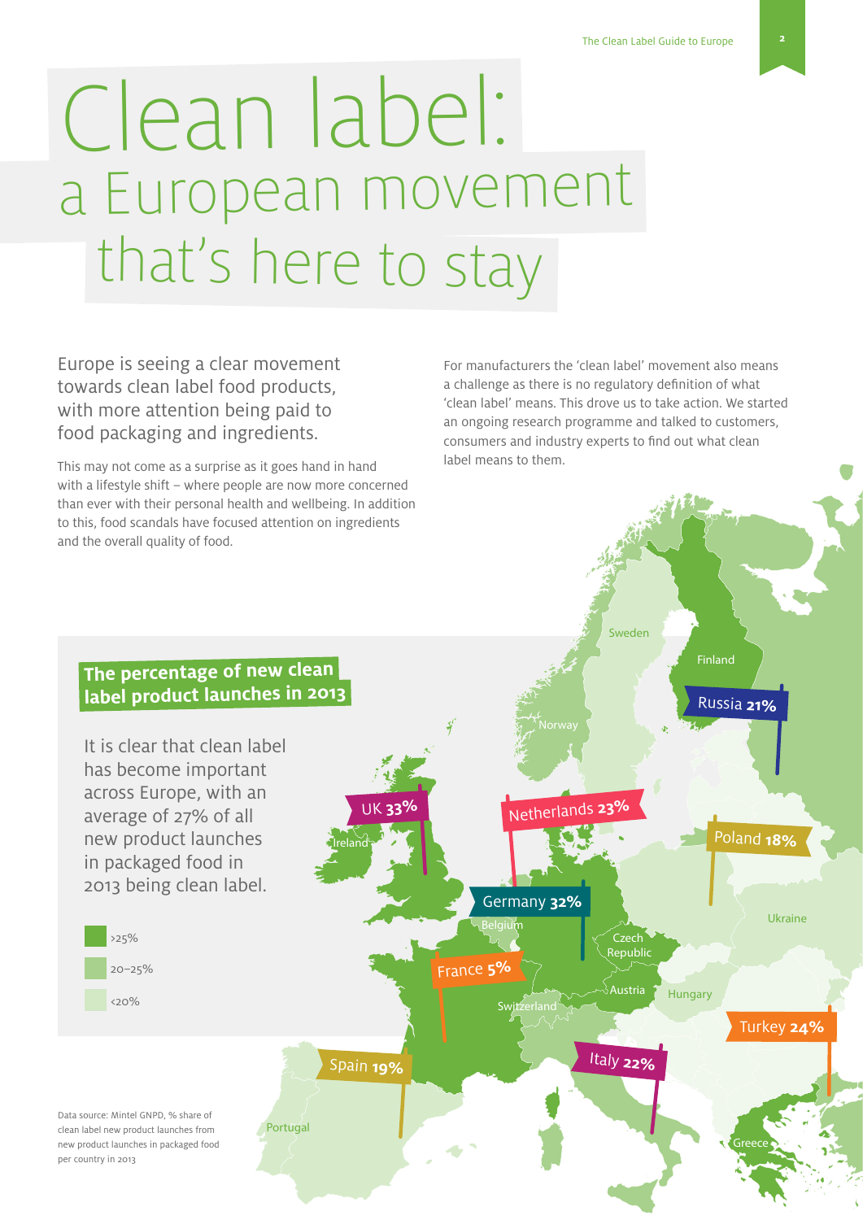# Clean label: a European movement that's here to stay

Europe is seeing a clear movement towards clean label food products, with more attention being paid to food packaging and ingredients.

This may not come as a surprise as it goes hand in hand with a lifestyle shift – where people are now more concerned than ever with their personal health and wellbeing. In addition to this, food scandals have focused attention on ingredients and the overall quality of food.

For manufacturers the 'clean label' movement also means a challenge as there is no regulatory definition of what 'clean label' means. This drove us to take action. We started an ongoing research programme and talked to customers, consumers and industry experts to find out what clean label means to them.

## The percentage of new clean label product launches in 2013

It is clear that clean label has become important across Europe, with an average of 27% of all new product launches in packaged food in 2013 being clean label.

- >25%
- 20–25%
- <20%

UK **33%**
Netherlands **23%**
Russia **21%**
Germany **32%**
Poland **18%**
France **5%**
Spain **19%**
Italy **22%**
Turkey **24%**

Sweden, Finland, Norway, Ireland, Belgium, Czech Republic, Austria, Hungary, Ukraine, Switzerland, Portugal, Greece

Data source: Mintel GNPD, % share of clean label new product launches from new product launches in packaged food per country in 2013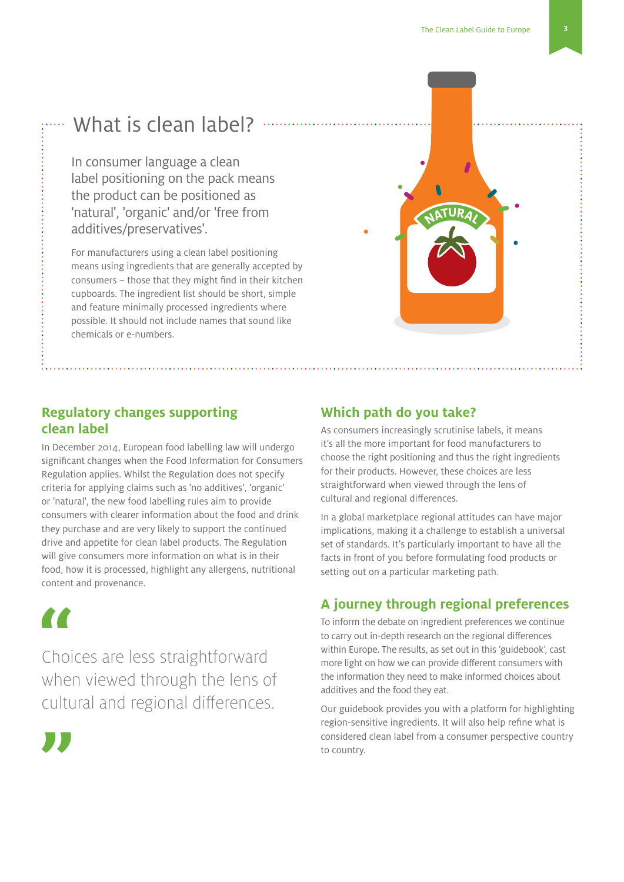# What is clean label?

In consumer language a clean label positioning on the pack means the product can be positioned as 'natural', 'organic' and/or 'free from additives/preservatives'.

For manufacturers using a clean label positioning means using ingredients that are generally accepted by consumers – those that they might find in their kitchen cupboards. The ingredient list should be short, simple and feature minimally processed ingredients where possible. It should not include names that sound like chemicals or e-numbers.

## Regulatory changes supporting clean label

In December 2014, European food labelling law will undergo significant changes when the Food Information for Consumers Regulation applies. Whilst the Regulation does not specify criteria for applying claims such as 'no additives', 'organic' or 'natural', the new food labelling rules aim to provide consumers with clearer information about the food and drink they purchase and are very likely to support the continued drive and appetite for clean label products. The Regulation will give consumers more information on what is in their food, how it is processed, highlight any allergens, nutritional content and provenance.

> “Choices are less straightforward when viewed through the lens of cultural and regional differences.”

## Which path do you take?

As consumers increasingly scrutinise labels, it means it's all the more important for food manufacturers to choose the right positioning and thus the right ingredients for their products. However, these choices are less straightforward when viewed through the lens of cultural and regional differences.

In a global marketplace regional attitudes can have major implications, making it a challenge to establish a universal set of standards. It's particularly important to have all the facts in front of you before formulating food products or setting out on a particular marketing path.

## A journey through regional preferences

To inform the debate on ingredient preferences we continue to carry out in-depth research on the regional differences within Europe. The results, as set out in this 'guidebook', cast more light on how we can provide different consumers with the information they need to make informed choices about additives and the food they eat.

Our guidebook provides you with a platform for highlighting region-sensitive ingredients. It will also help refine what is considered clean label from a consumer perspective country to country.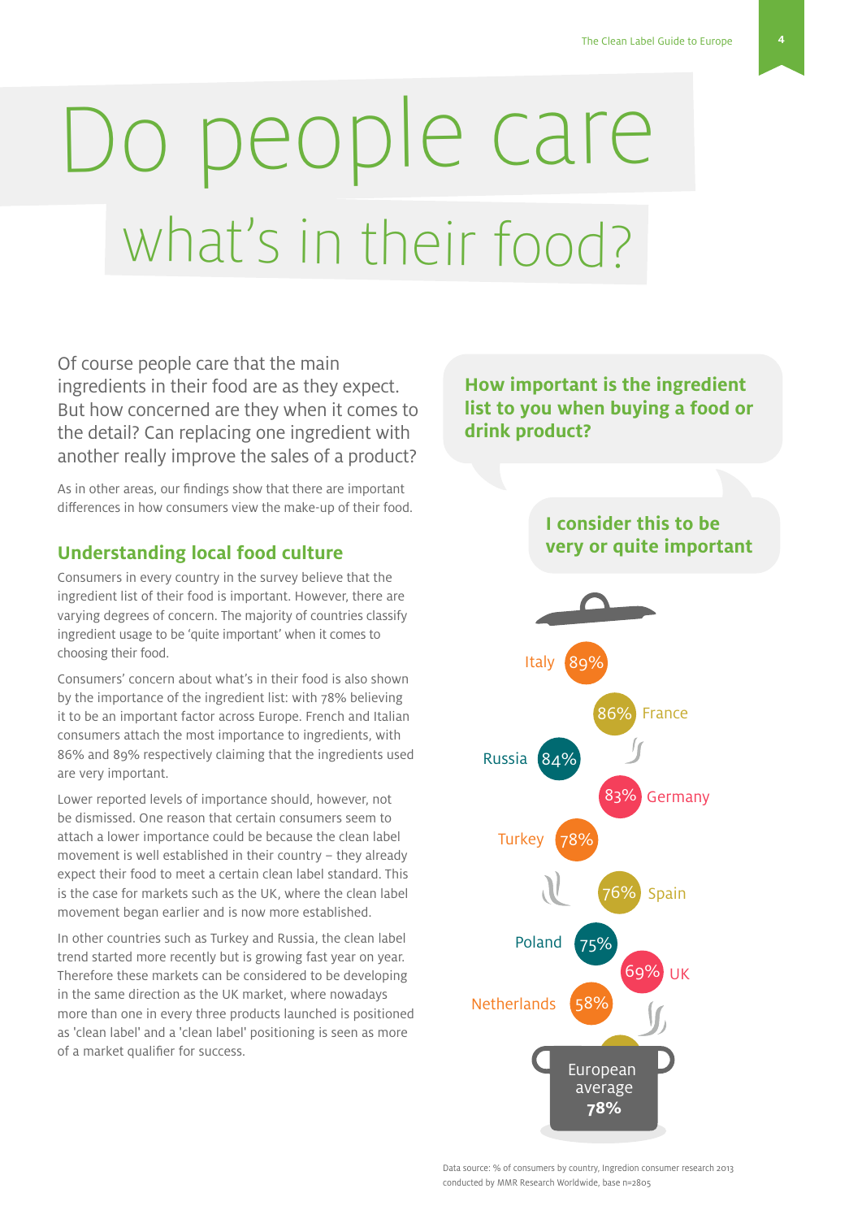# Do people care what's in their food?

Of course people care that the main ingredients in their food are as they expect. But how concerned are they when it comes to the detail? Can replacing one ingredient with another really improve the sales of a product?

As in other areas, our findings show that there are important differences in how consumers view the make-up of their food.

## Understanding local food culture

Consumers in every country in the survey believe that the ingredient list of their food is important. However, there are varying degrees of concern. The majority of countries classify ingredient usage to be 'quite important' when it comes to choosing their food.

Consumers' concern about what's in their food is also shown by the importance of the ingredient list: with 78% believing it to be an important factor across Europe. French and Italian consumers attach the most importance to ingredients, with 86% and 89% respectively claiming that the ingredients used are very important.

Lower reported levels of importance should, however, not be dismissed. One reason that certain consumers seem to attach a lower importance could be because the clean label movement is well established in their country – they already expect their food to meet a certain clean label standard. This is the case for markets such as the UK, where the clean label movement began earlier and is now more established.

In other countries such as Turkey and Russia, the clean label trend started more recently but is growing fast year on year. Therefore these markets can be considered to be developing in the same direction as the UK market, where nowadays more than one in every three products launched is positioned as 'clean label' and a 'clean label' positioning is seen as more of a market qualifier for success.

**How important is the ingredient list to you when buying a food or drink product?**

**I consider this to be very or quite important**

| Country | % |
|---|---|
| Italy | 89% |
| France | 86% |
| Russia | 84% |
| Germany | 83% |
| Turkey | 78% |
| Spain | 76% |
| Poland | 75% |
| UK | 69% |
| Netherlands | 58% |
| **European average** | **78%** |

Data source: % of consumers by country, Ingredion consumer research 2013 conducted by MMR Research Worldwide, base n=2805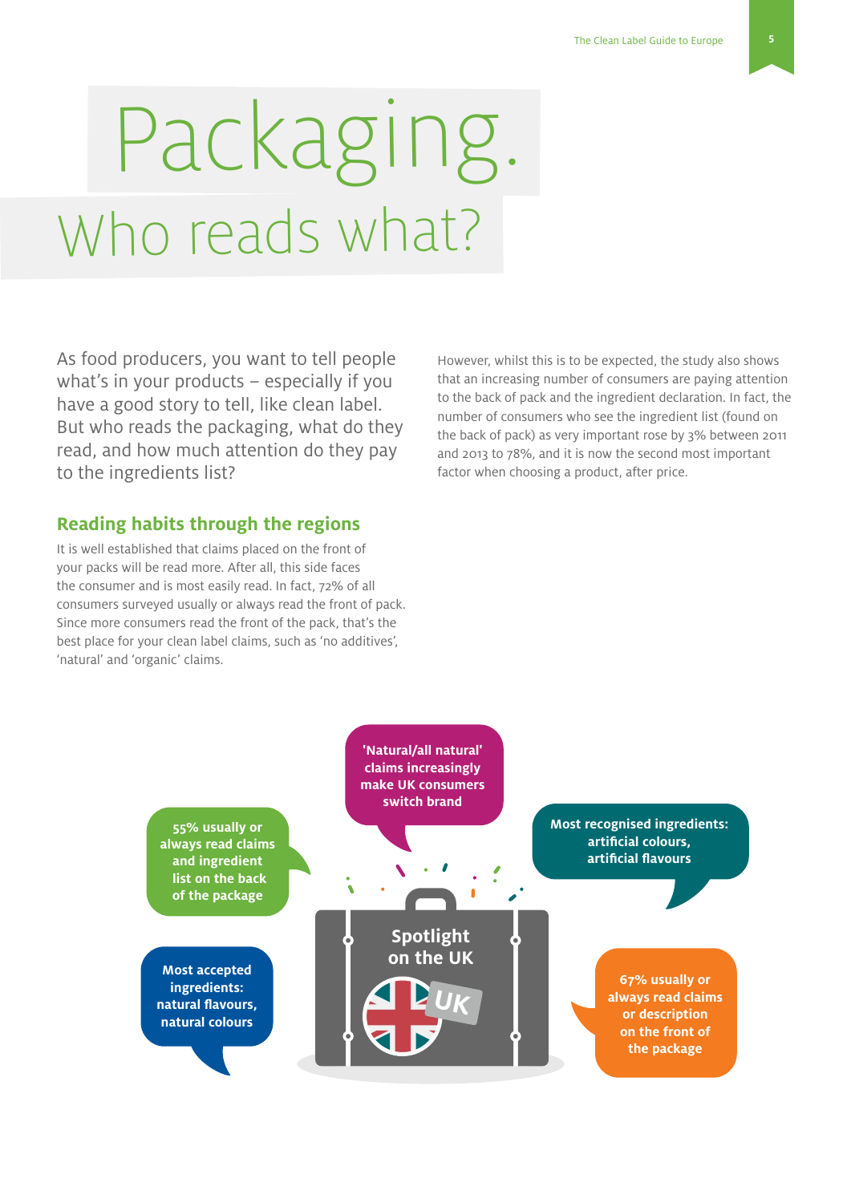# Packaging.

## Who reads what?

As food producers, you want to tell people what's in your products – especially if you have a good story to tell, like clean label. But who reads the packaging, what do they read, and how much attention do they pay to the ingredients list?

### Reading habits through the regions

It is well established that claims placed on the front of your packs will be read more. After all, this side faces the consumer and is most easily read. In fact, 72% of all consumers surveyed usually or always read the front of pack. Since more consumers read the front of the pack, that's the best place for your clean label claims, such as 'no additives', 'natural' and 'organic' claims.

However, whilst this is to be expected, the study also shows that an increasing number of consumers are paying attention to the back of pack and the ingredient declaration. In fact, the number of consumers who see the ingredient list (found on the back of pack) as very important rose by 3% between 2011 and 2013 to 78%, and it is now the second most important factor when choosing a product, after price.

**Spotlight on the UK**

**'Natural/all natural' claims increasingly make UK consumers switch brand**

**55% usually or always read claims and ingredient list on the back of the package**

**Most recognised ingredients: artificial colours, artificial flavours**

**Most accepted ingredients: natural flavours, natural colours**

**67% usually or always read claims or description on the front of the package**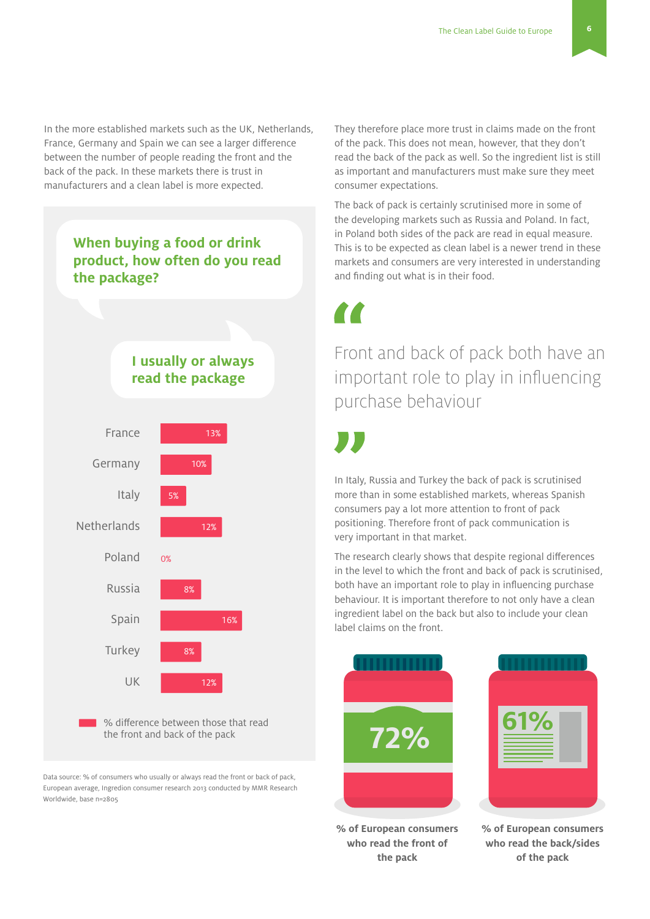In the more established markets such as the UK, Netherlands, France, Germany and Spain we can see a larger difference between the number of people reading the front and the back of the pack. In these markets there is trust in manufacturers and a clean label is more expected.

**When buying a food or drink product, how often do you read the package?**

**I usually or always read the package**

| Country | % difference between those that read the front and back of the pack |
|---|---|
| France | 13% |
| Germany | 10% |
| Italy | 5% |
| Netherlands | 12% |
| Poland | 0% |
| Russia | 8% |
| Spain | 16% |
| Turkey | 8% |
| UK | 12% |

Data source: % of consumers who usually or always read the front or back of pack, European average, Ingredion consumer research 2013 conducted by MMR Research Worldwide, base n=2805

They therefore place more trust in claims made on the front of the pack. This does not mean, however, that they don't read the back of the pack as well. So the ingredient list is still as important and manufacturers must make sure they meet consumer expectations.

The back of pack is certainly scrutinised more in some of the developing markets such as Russia and Poland. In fact, in Poland both sides of the pack are read in equal measure. This is to be expected as clean label is a newer trend in these markets and consumers are very interested in understanding and finding out what is in their food.

> "Front and back of pack both have an important role to play in influencing purchase behaviour"

In Italy, Russia and Turkey the back of pack is scrutinised more than in some established markets, whereas Spanish consumers pay a lot more attention to front of pack positioning. Therefore front of pack communication is very important in that market.

The research clearly shows that despite regional differences in the level to which the front and back of pack is scrutinised, both have an important role to play in influencing purchase behaviour. It is important therefore to not only have a clean ingredient label on the back but also to include your clean label claims on the front.

72%

**% of European consumers who read the front of the pack**

61%

**% of European consumers who read the back/sides of the pack**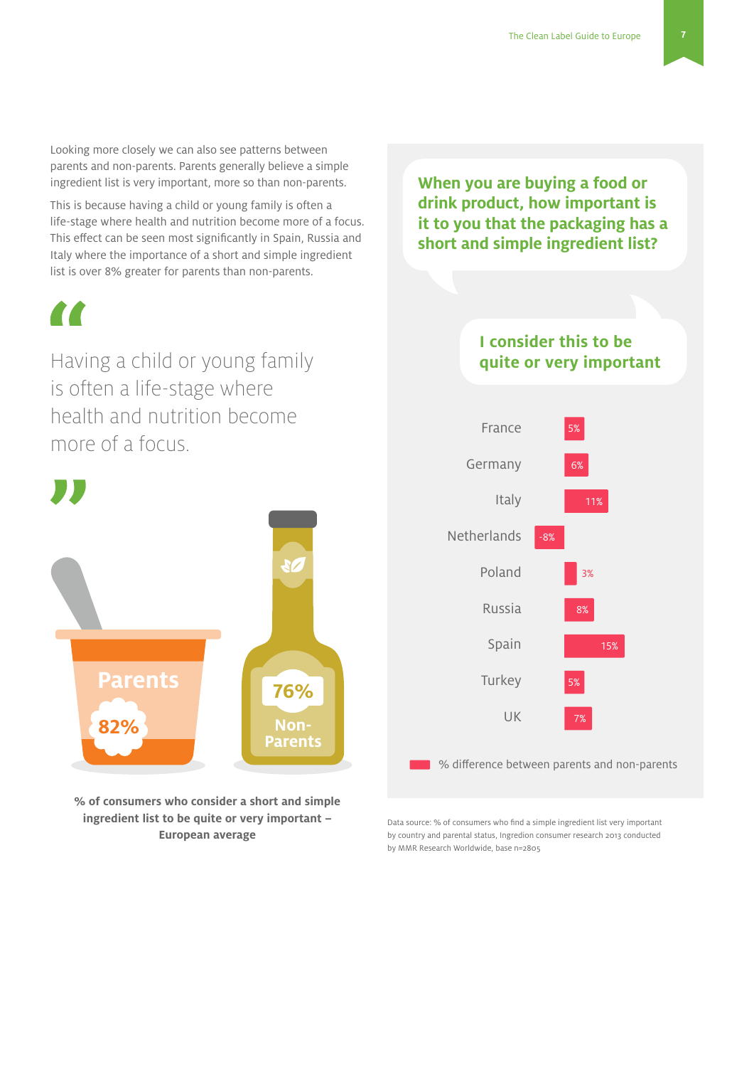Looking more closely we can also see patterns between parents and non-parents. Parents generally believe a simple ingredient list is very important, more so than non-parents.

This is because having a child or young family is often a life-stage where health and nutrition become more of a focus. This effect can be seen most significantly in Spain, Russia and Italy where the importance of a short and simple ingredient list is over 8% greater for parents than non-parents.

> Having a child or young family is often a life-stage where health and nutrition become more of a focus.

Parents 82%

Non-Parents 76%

**% of consumers who consider a short and simple ingredient list to be quite or very important – European average**

**When you are buying a food or drink product, how important is it to you that the packaging has a short and simple ingredient list?**

**I consider this to be quite or very important**

| Country | % difference between parents and non-parents |
|---|---|
| France | 5% |
| Germany | 6% |
| Italy | 11% |
| Netherlands | -8% |
| Poland | 3% |
| Russia | 8% |
| Spain | 15% |
| Turkey | 5% |
| UK | 7% |

Data source: % of consumers who find a simple ingredient list very important by country and parental status, Ingredion consumer research 2013 conducted by MMR Research Worldwide, base n=2805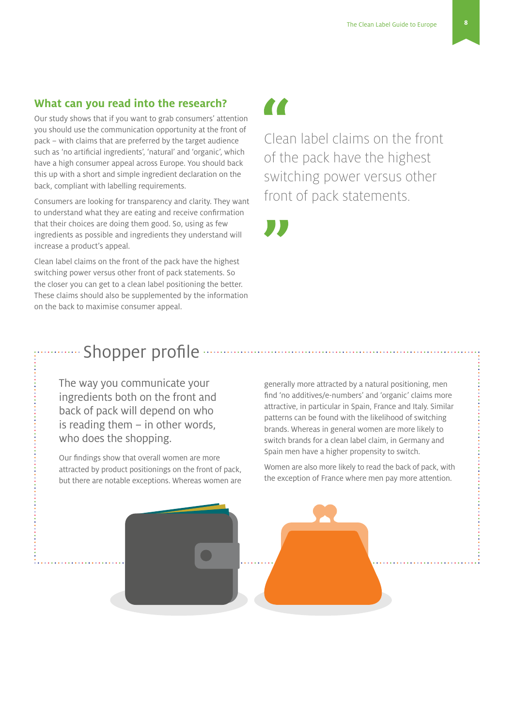## What can you read into the research?

Our study shows that if you want to grab consumers' attention you should use the communication opportunity at the front of pack – with claims that are preferred by the target audience such as 'no artificial ingredients', 'natural' and 'organic', which have a high consumer appeal across Europe. You should back this up with a short and simple ingredient declaration on the back, compliant with labelling requirements.

Consumers are looking for transparency and clarity. They want to understand what they are eating and receive confirmation that their choices are doing them good. So, using as few ingredients as possible and ingredients they understand will increase a product's appeal.

Clean label claims on the front of the pack have the highest switching power versus other front of pack statements. So the closer you can get to a clean label positioning the better. These claims should also be supplemented by the information on the back to maximise consumer appeal.

> Clean label claims on the front of the pack have the highest switching power versus other front of pack statements.

## Shopper profile

The way you communicate your ingredients both on the front and back of pack will depend on who is reading them – in other words, who does the shopping.

Our findings show that overall women are more attracted by product positionings on the front of pack, but there are notable exceptions. Whereas women are generally more attracted by a natural positioning, men find 'no additives/e-numbers' and 'organic' claims more attractive, in particular in Spain, France and Italy. Similar patterns can be found with the likelihood of switching brands. Whereas in general women are more likely to switch brands for a clean label claim, in Germany and Spain men have a higher propensity to switch.

Women are also more likely to read the back of pack, with the exception of France where men pay more attention.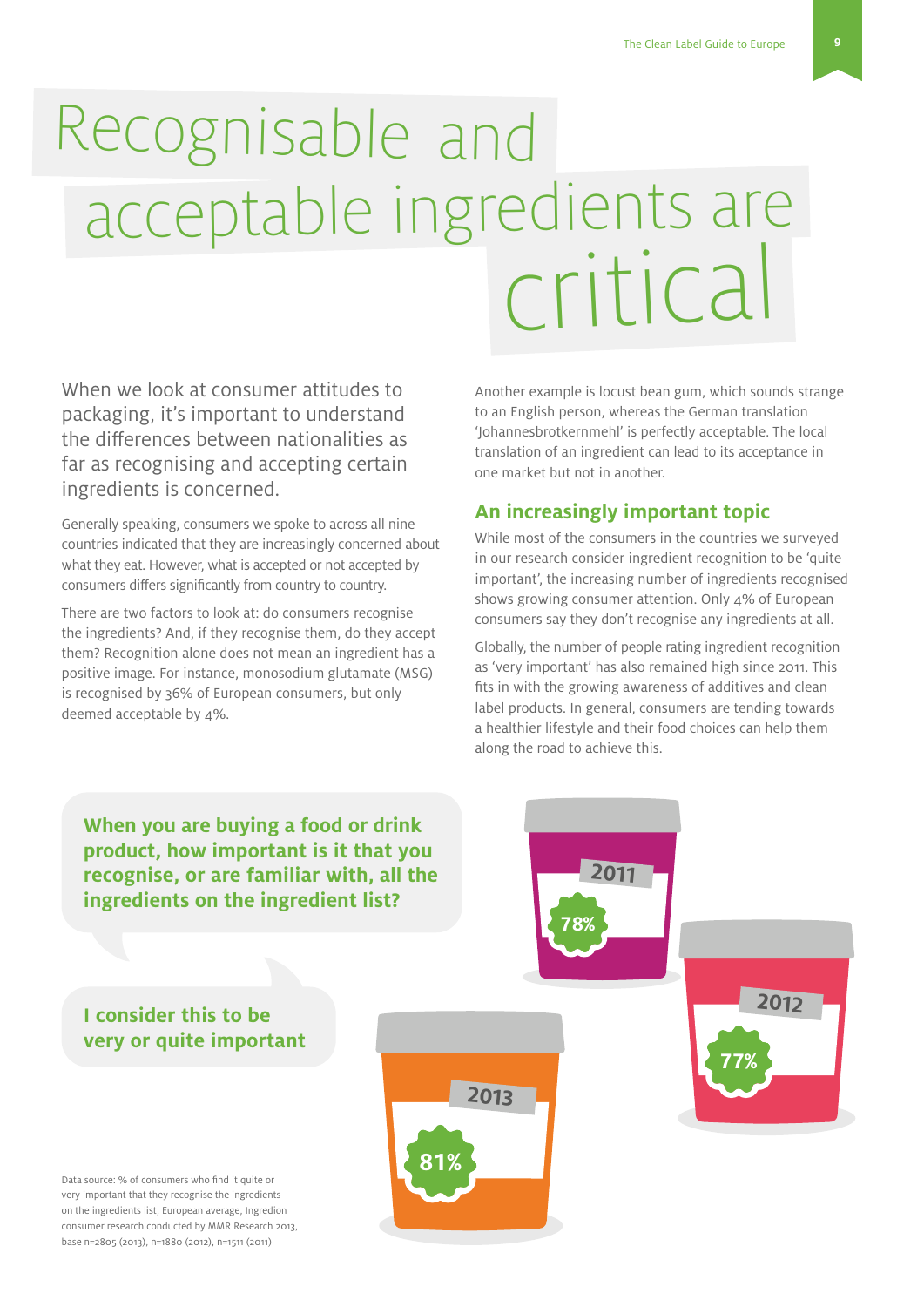# Recognisable and acceptable ingredients are critical

When we look at consumer attitudes to packaging, it's important to understand the differences between nationalities as far as recognising and accepting certain ingredients is concerned.

Generally speaking, consumers we spoke to across all nine countries indicated that they are increasingly concerned about what they eat. However, what is accepted or not accepted by consumers differs significantly from country to country.

There are two factors to look at: do consumers recognise the ingredients? And, if they recognise them, do they accept them? Recognition alone does not mean an ingredient has a positive image. For instance, monosodium glutamate (MSG) is recognised by 36% of European consumers, but only deemed acceptable by 4%.

Another example is locust bean gum, which sounds strange to an English person, whereas the German translation 'Johannesbrotkernmehl' is perfectly acceptable. The local translation of an ingredient can lead to its acceptance in one market but not in another.

## An increasingly important topic

While most of the consumers in the countries we surveyed in our research consider ingredient recognition to be 'quite important', the increasing number of ingredients recognised shows growing consumer attention. Only 4% of European consumers say they don't recognise any ingredients at all.

Globally, the number of people rating ingredient recognition as 'very important' has also remained high since 2011. This fits in with the growing awareness of additives and clean label products. In general, consumers are tending towards a healthier lifestyle and their food choices can help them along the road to achieve this.

**When you are buying a food or drink product, how important is it that you recognise, or are familiar with, all the ingredients on the ingredient list?**

**I consider this to be very or quite important**

| Year | % |
|---|---|
| 2011 | 78% |
| 2012 | 77% |
| 2013 | 81% |

Data source: % of consumers who find it quite or very important that they recognise the ingredients on the ingredients list, European average, Ingredion consumer research conducted by MMR Research 2013, base n=2805 (2013), n=1880 (2012), n=1511 (2011)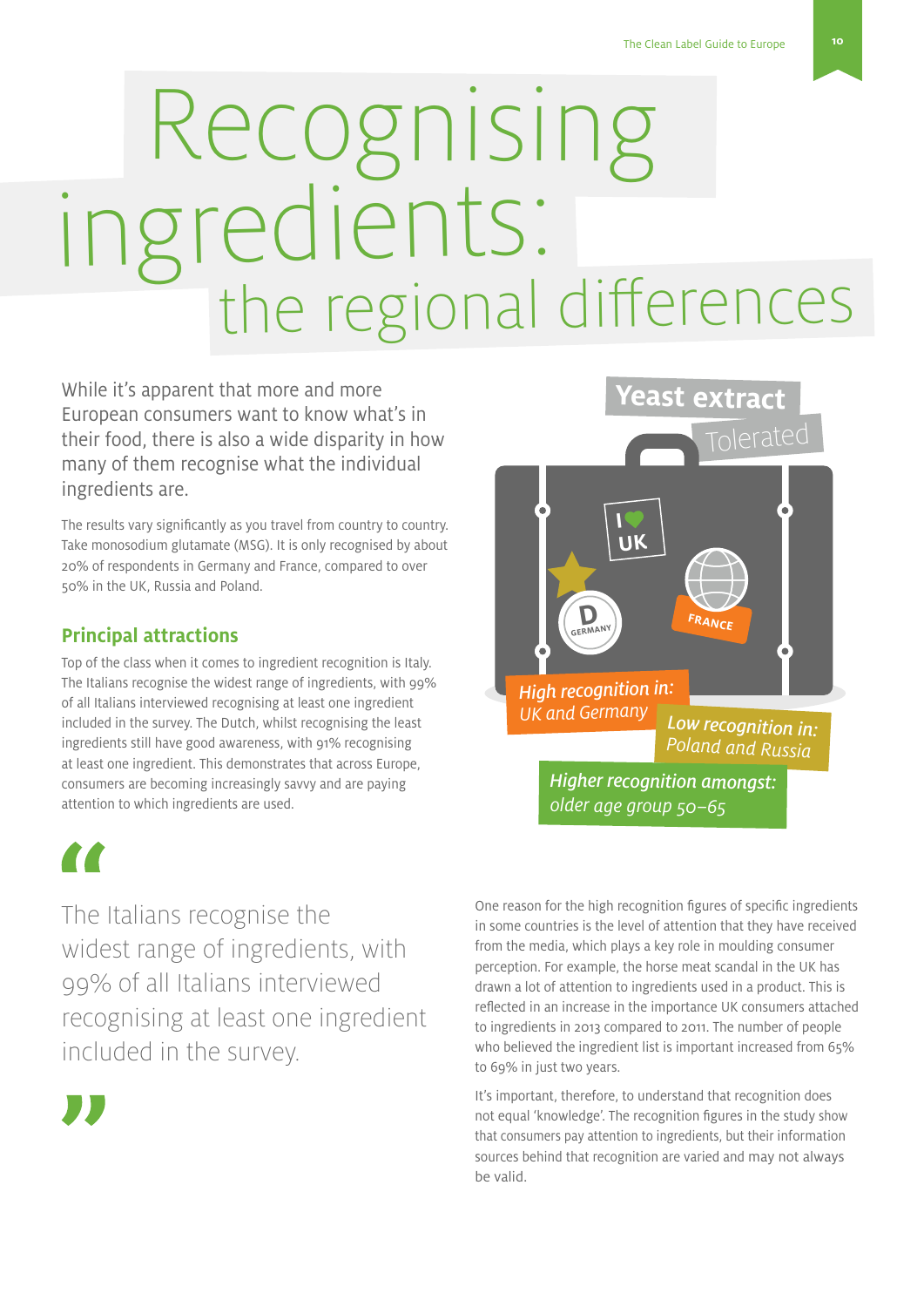# Recognising ingredients: the regional differences

While it's apparent that more and more European consumers want to know what's in their food, there is also a wide disparity in how many of them recognise what the individual ingredients are.

The results vary significantly as you travel from country to country. Take monosodium glutamate (MSG). It is only recognised by about 20% of respondents in Germany and France, compared to over 50% in the UK, Russia and Poland.

## Principal attractions

Top of the class when it comes to ingredient recognition is Italy. The Italians recognise the widest range of ingredients, with 99% of all Italians interviewed recognising at least one ingredient included in the survey. The Dutch, whilst recognising the least ingredients still have good awareness, with 91% recognising at least one ingredient. This demonstrates that across Europe, consumers are becoming increasingly savvy and are paying attention to which ingredients are used.

**Yeast extract**

Tolerated

I ♥ UK

D GERMANY

FRANCE

***High recognition in:*** *UK and Germany*

***Low recognition in:*** *Poland and Russia*

***Higher recognition amongst:*** *older age group 50–65*

> The Italians recognise the widest range of ingredients, with 99% of all Italians interviewed recognising at least one ingredient included in the survey.

One reason for the high recognition figures of specific ingredients in some countries is the level of attention that they have received from the media, which plays a key role in moulding consumer perception. For example, the horse meat scandal in the UK has drawn a lot of attention to ingredients used in a product. This is reflected in an increase in the importance UK consumers attached to ingredients in 2013 compared to 2011. The number of people who believed the ingredient list is important increased from 65% to 69% in just two years.

It's important, therefore, to understand that recognition does not equal 'knowledge'. The recognition figures in the study show that consumers pay attention to ingredients, but their information sources behind that recognition are varied and may not always be valid.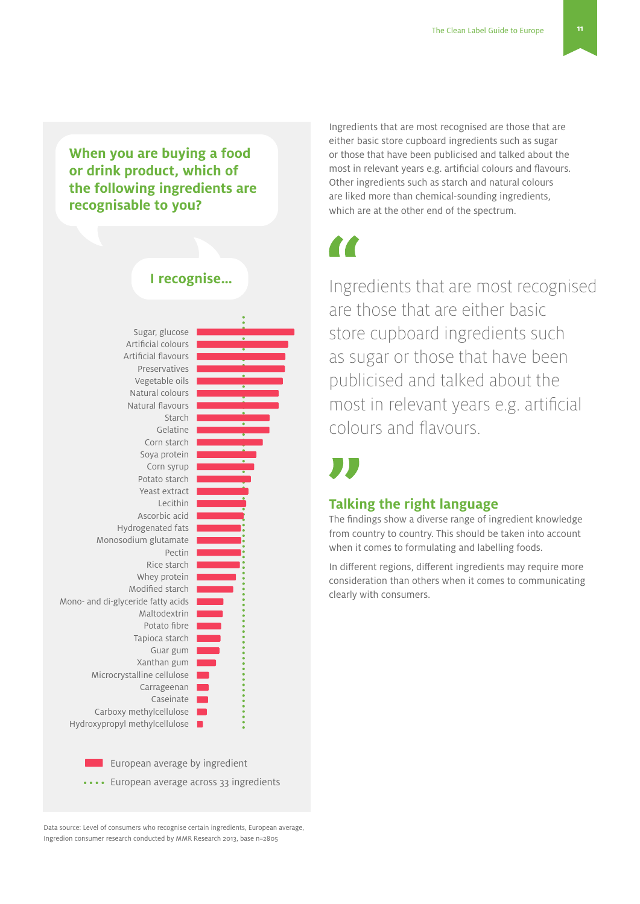**When you are buying a food or drink product, which of the following ingredients are recognisable to you?**

**I recognise...**

- Sugar, glucose
- Artificial colours
- Artificial flavours
- Preservatives
- Vegetable oils
- Natural colours
- Natural flavours
- Starch
- Gelatine
- Corn starch
- Soya protein
- Corn syrup
- Potato starch
- Yeast extract
- Lecithin
- Ascorbic acid
- Hydrogenated fats
- Monosodium glutamate
- Pectin
- Rice starch
- Whey protein
- Modified starch
- Mono- and di-glyceride fatty acids
- Maltodextrin
- Potato fibre
- Tapioca starch
- Guar gum
- Xanthan gum
- Microcrystalline cellulose
- Carrageenan
- Caseinate
- Carboxy methylcellulose
- Hydroxypropyl methylcellulose

European average by ingredient

European average across 33 ingredients

Data source: Level of consumers who recognise certain ingredients, European average, Ingredion consumer research conducted by MMR Research 2013, base n=2805

Ingredients that are most recognised are those that are either basic store cupboard ingredients such as sugar or those that have been publicised and talked about the most in relevant years e.g. artificial colours and flavours. Other ingredients such as starch and natural colours are liked more than chemical-sounding ingredients, which are at the other end of the spectrum.

> "Ingredients that are most recognised are those that are either basic store cupboard ingredients such as sugar or those that have been publicised and talked about the most in relevant years e.g. artificial colours and flavours."

## Talking the right language

The findings show a diverse range of ingredient knowledge from country to country. This should be taken into account when it comes to formulating and labelling foods.

In different regions, different ingredients may require more consideration than others when it comes to communicating clearly with consumers.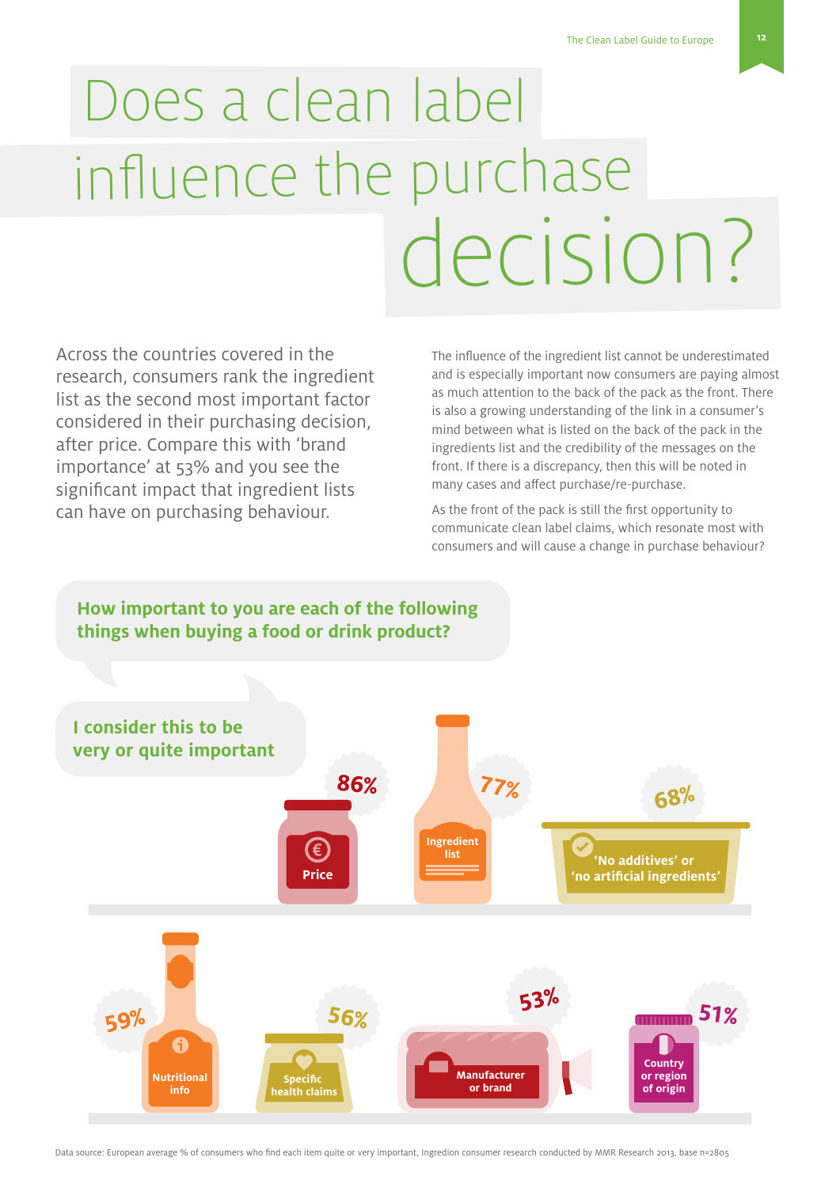# Does a clean label influence the purchase decision?

Across the countries covered in the research, consumers rank the ingredient list as the second most important factor considered in their purchasing decision, after price. Compare this with 'brand importance' at 53% and you see the significant impact that ingredient lists can have on purchasing behaviour.

The influence of the ingredient list cannot be underestimated and is especially important now consumers are paying almost as much attention to the back of the pack as the front. There is also a growing understanding of the link in a consumer's mind between what is listed on the back of the pack in the ingredients list and the credibility of the messages on the front. If there is a discrepancy, then this will be noted in many cases and affect purchase/re-purchase.

As the front of the pack is still the first opportunity to communicate clean label claims, which resonate most with consumers and will cause a change in purchase behaviour?

**How important to you are each of the following things when buying a food or drink product?**

**I consider this to be very or quite important**

| Factor | % |
|---|---|
| Price | 86% |
| Ingredient list | 77% |
| 'No additives' or 'no artificial ingredients' | 68% |
| Nutritional info | 59% |
| Specific health claims | 56% |
| Manufacturer or brand | 53% |
| Country or region of origin | 51% |

Data source: European average % of consumers who find each item quite or very important, Ingredion consumer research conducted by MMR Research 2013, base n=2805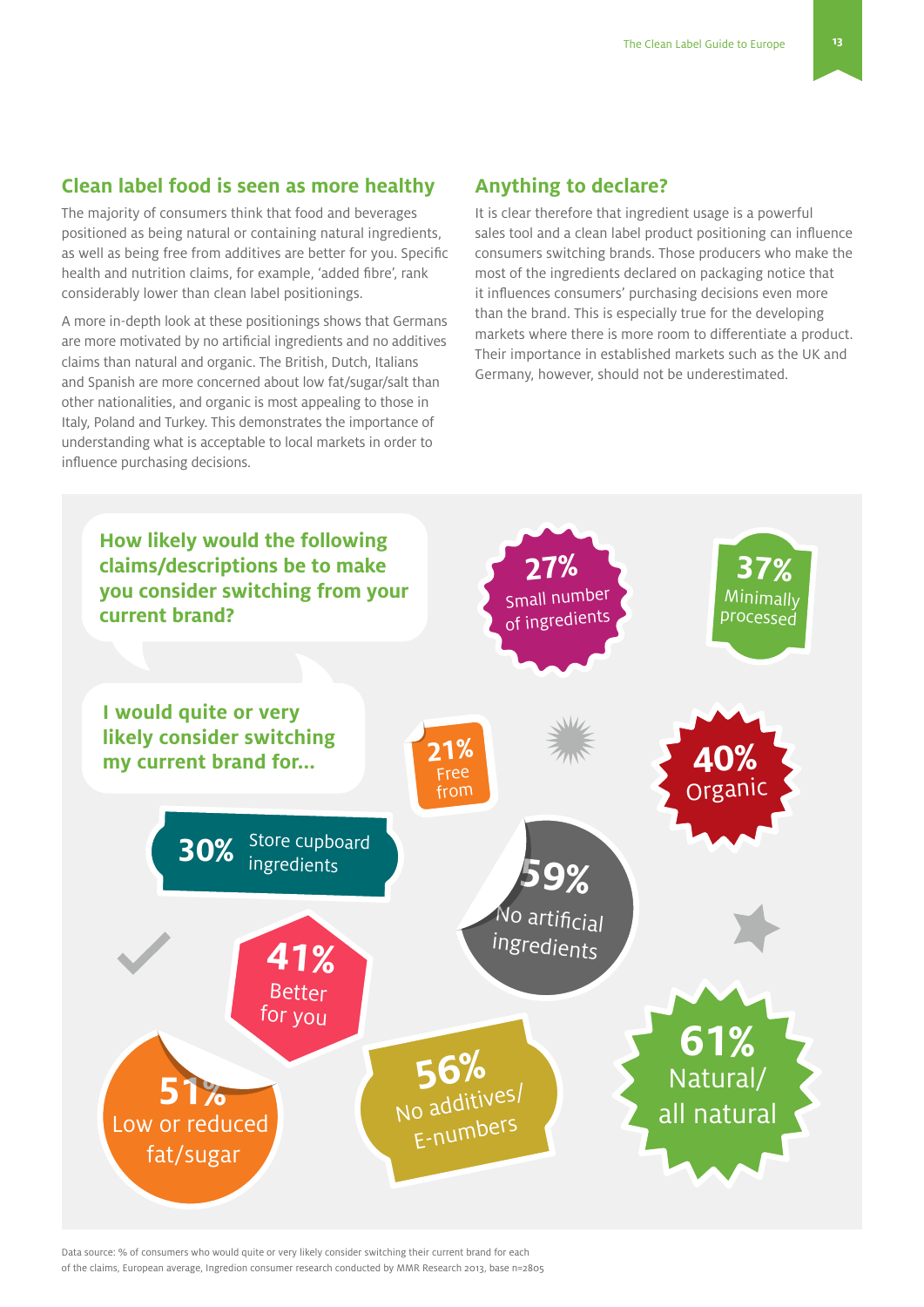## Clean label food is seen as more healthy

The majority of consumers think that food and beverages positioned as being natural or containing natural ingredients, as well as being free from additives are better for you. Specific health and nutrition claims, for example, 'added fibre', rank considerably lower than clean label positionings.

A more in-depth look at these positionings shows that Germans are more motivated by no artificial ingredients and no additives claims than natural and organic. The British, Dutch, Italians and Spanish are more concerned about low fat/sugar/salt than other nationalities, and organic is most appealing to those in Italy, Poland and Turkey. This demonstrates the importance of understanding what is acceptable to local markets in order to influence purchasing decisions.

## Anything to declare?

It is clear therefore that ingredient usage is a powerful sales tool and a clean label product positioning can influence consumers switching brands. Those producers who make the most of the ingredients declared on packaging notice that it influences consumers' purchasing decisions even more than the brand. This is especially true for the developing markets where there is more room to differentiate a product. Their importance in established markets such as the UK and Germany, however, should not be underestimated.

**How likely would the following claims/descriptions be to make you consider switching from your current brand?**

**I would quite or very likely consider switching my current brand for...**

- **27%** Small number of ingredients
- **37%** Minimally processed
- **21%** Free from
- **40%** Organic
- **30%** Store cupboard ingredients
- **59%** No artificial ingredients
- **41%** Better for you
- **51%** Low or reduced fat/sugar
- **56%** No additives/ E-numbers
- **61%** Natural/ all natural

Data source: % of consumers who would quite or very likely consider switching their current brand for each of the claims, European average, Ingredion consumer research conducted by MMR Research 2013, base n=2805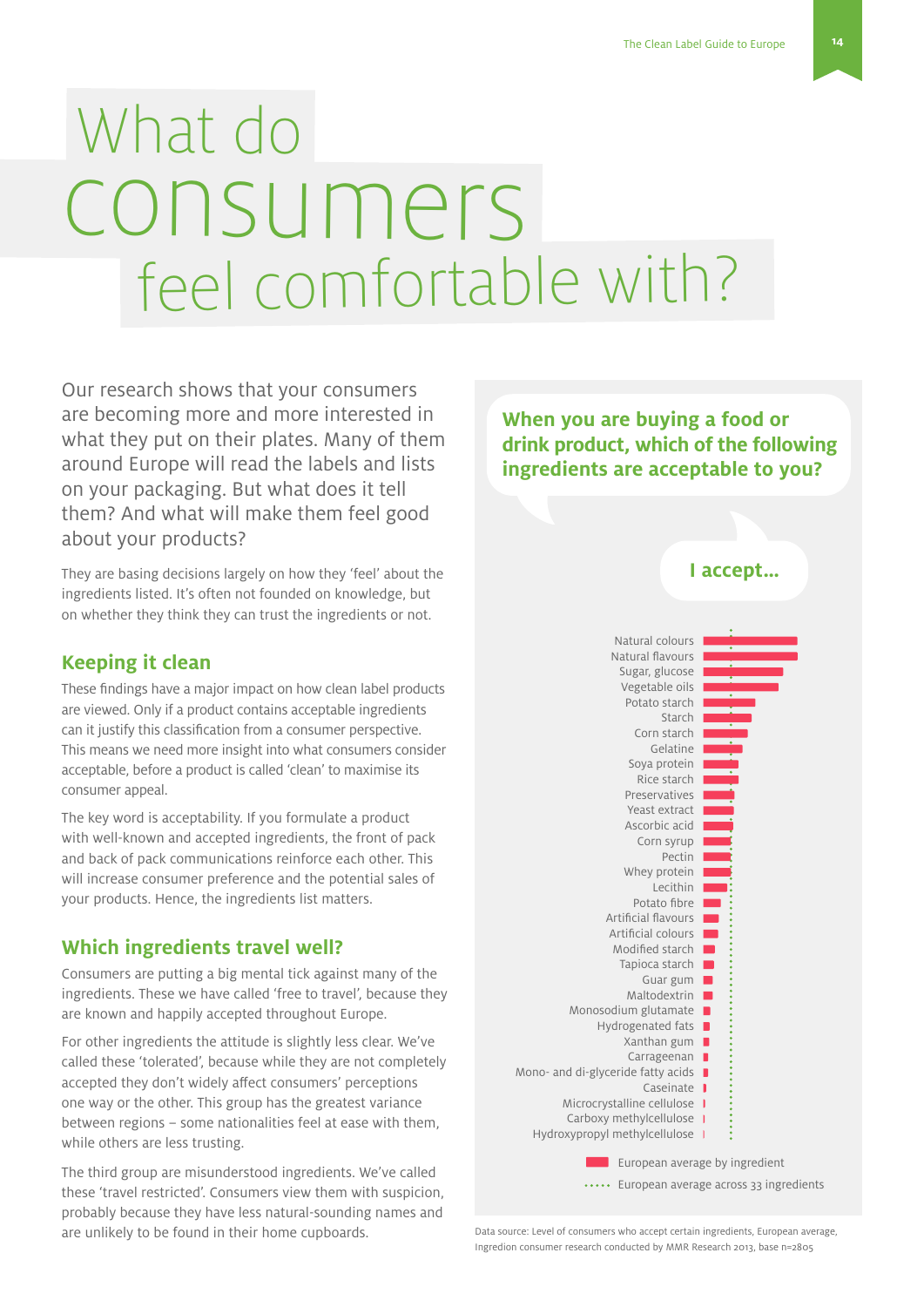# What do consumers feel comfortable with?

Our research shows that your consumers are becoming more and more interested in what they put on their plates. Many of them around Europe will read the labels and lists on your packaging. But what does it tell them? And what will make them feel good about your products?

They are basing decisions largely on how they 'feel' about the ingredients listed. It's often not founded on knowledge, but on whether they think they can trust the ingredients or not.

## Keeping it clean

These findings have a major impact on how clean label products are viewed. Only if a product contains acceptable ingredients can it justify this classification from a consumer perspective. This means we need more insight into what consumers consider acceptable, before a product is called 'clean' to maximise its consumer appeal.

The key word is acceptability. If you formulate a product with well-known and accepted ingredients, the front of pack and back of pack communications reinforce each other. This will increase consumer preference and the potential sales of your products. Hence, the ingredients list matters.

## Which ingredients travel well?

Consumers are putting a big mental tick against many of the ingredients. These we have called 'free to travel', because they are known and happily accepted throughout Europe.

For other ingredients the attitude is slightly less clear. We've called these 'tolerated', because while they are not completely accepted they don't widely affect consumers' perceptions one way or the other. This group has the greatest variance between regions – some nationalities feel at ease with them, while others are less trusting.

The third group are misunderstood ingredients. We've called these 'travel restricted'. Consumers view them with suspicion, probably because they have less natural-sounding names and are unlikely to be found in their home cupboards.

**When you are buying a food or drink product, which of the following ingredients are acceptable to you?**

**I accept...**

Natural colours
Natural flavours
Sugar, glucose
Vegetable oils
Potato starch
Starch
Corn starch
Gelatine
Soya protein
Rice starch
Preservatives
Yeast extract
Ascorbic acid
Corn syrup
Pectin
Whey protein
Lecithin
Potato fibre
Artificial flavours
Artificial colours
Modified starch
Tapioca starch
Guar gum
Maltodextrin
Monosodium glutamate
Hydrogenated fats
Xanthan gum
Carrageenan
Mono- and di-glyceride fatty acids
Caseinate
Microcrystalline cellulose
Carboxy methylcellulose
Hydroxypropyl methylcellulose

European average by ingredient
European average across 33 ingredients

Data source: Level of consumers who accept certain ingredients, European average, Ingredion consumer research conducted by MMR Research 2013, base n=2805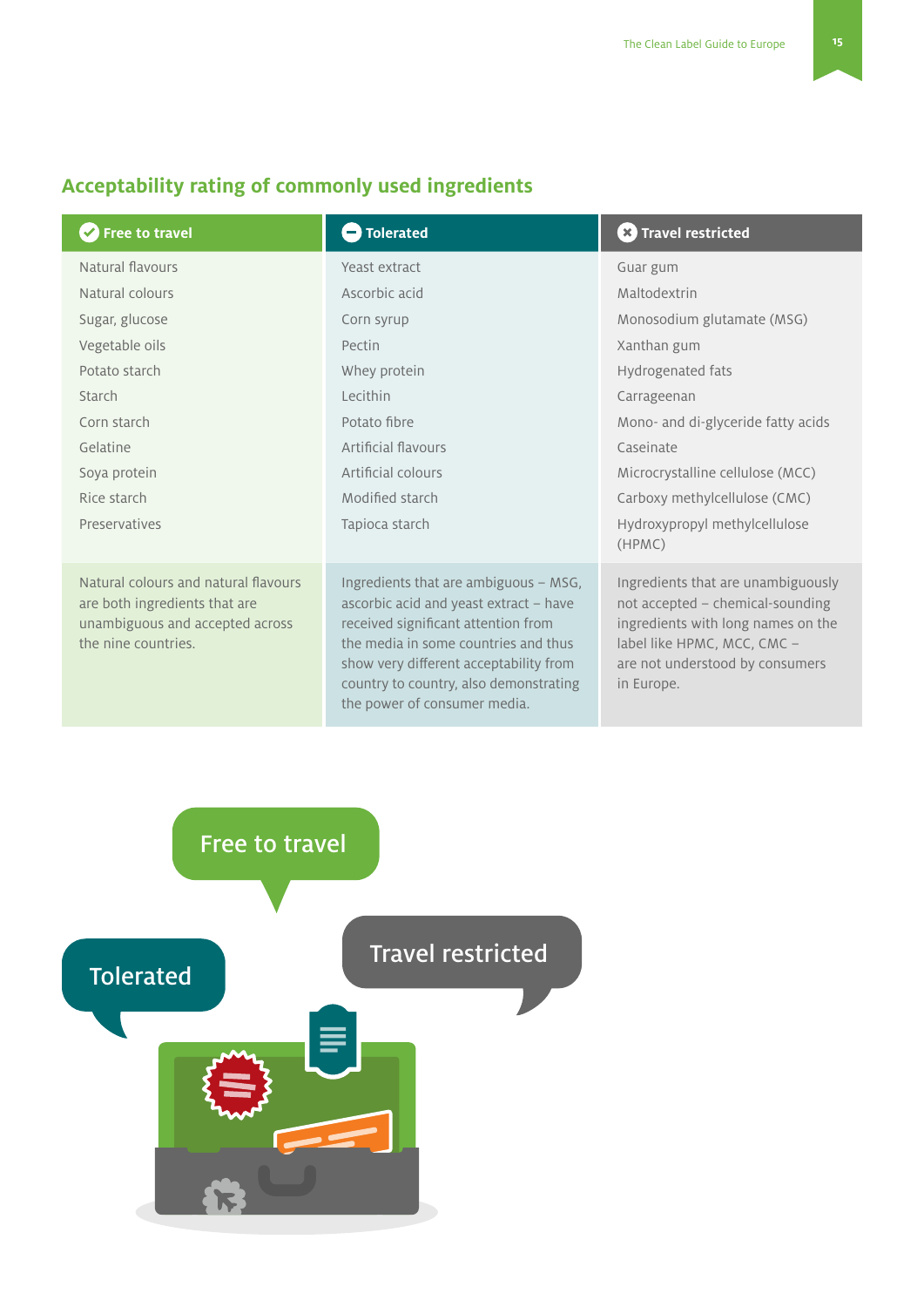## Acceptability rating of commonly used ingredients

| Free to travel | Tolerated | Travel restricted |
|---|---|---|
| Natural flavours | Yeast extract | Guar gum |
| Natural colours | Ascorbic acid | Maltodextrin |
| Sugar, glucose | Corn syrup | Monosodium glutamate (MSG) |
| Vegetable oils | Pectin | Xanthan gum |
| Potato starch | Whey protein | Hydrogenated fats |
| Starch | Lecithin | Carrageenan |
| Corn starch | Potato fibre | Mono- and di-glyceride fatty acids |
| Gelatine | Artificial flavours | Caseinate |
| Soya protein | Artificial colours | Microcrystalline cellulose (MCC) |
| Rice starch | Modified starch | Carboxy methylcellulose (CMC) |
| Preservatives | Tapioca starch | Hydroxypropyl methylcellulose (HPMC) |
| Natural colours and natural flavours are both ingredients that are unambiguous and accepted across the nine countries. | Ingredients that are ambiguous – MSG, ascorbic acid and yeast extract – have received significant attention from the media in some countries and thus show very different acceptability from country to country, also demonstrating the power of consumer media. | Ingredients that are unambiguously not accepted – chemical-sounding ingredients with long names on the label like HPMC, MCC, CMC – are not understood by consumers in Europe. |

Free to travel

Tolerated

Travel restricted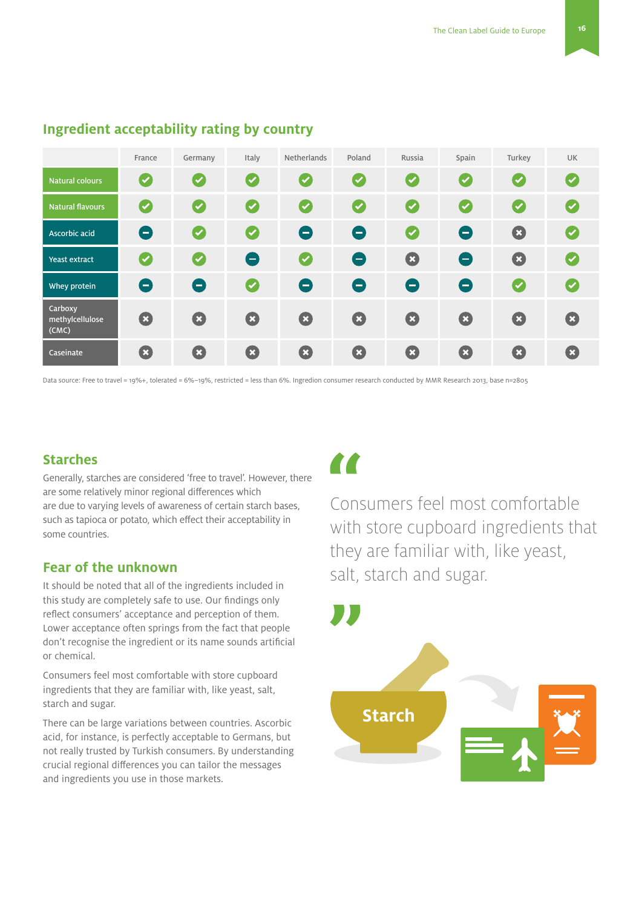## Ingredient acceptability rating by country

| | France | Germany | Italy | Netherlands | Poland | Russia | Spain | Turkey | UK |
|---|---|---|---|---|---|---|---|---|---|
| Natural colours | ✓ | ✓ | ✓ | ✓ | ✓ | ✓ | ✓ | ✓ | ✓ |
| Natural flavours | ✓ | ✓ | ✓ | ✓ | ✓ | ✓ | ✓ | ✓ | ✓ |
| Ascorbic acid | – | ✓ | ✓ | – | – | ✓ | – | ✗ | ✓ |
| Yeast extract | ✓ | ✓ | – | ✓ | – | ✗ | – | ✗ | ✓ |
| Whey protein | – | – | ✓ | – | – | – | – | ✓ | ✓ |
| Carboxy methylcellulose (CMC) | ✗ | ✗ | ✗ | ✗ | ✗ | ✗ | ✗ | ✗ | ✗ |
| Caseinate | ✗ | ✗ | ✗ | ✗ | ✗ | ✗ | ✗ | ✗ | ✗ |

Data source: Free to travel = 19%+, tolerated = 6%–19%, restricted = less than 6%. Ingredion consumer research conducted by MMR Research 2013, base n=2805

### Starches

Generally, starches are considered 'free to travel'. However, there are some relatively minor regional differences which are due to varying levels of awareness of certain starch bases, such as tapioca or potato, which effect their acceptability in some countries.

### Fear of the unknown

It should be noted that all of the ingredients included in this study are completely safe to use. Our findings only reflect consumers' acceptance and perception of them. Lower acceptance often springs from the fact that people don't recognise the ingredient or its name sounds artificial or chemical.

Consumers feel most comfortable with store cupboard ingredients that they are familiar with, like yeast, salt, starch and sugar.

There can be large variations between countries. Ascorbic acid, for instance, is perfectly acceptable to Germans, but not really trusted by Turkish consumers. By understanding crucial regional differences you can tailor the messages and ingredients you use in those markets.

> "Consumers feel most comfortable with store cupboard ingredients that they are familiar with, like yeast, salt, starch and sugar."

Starch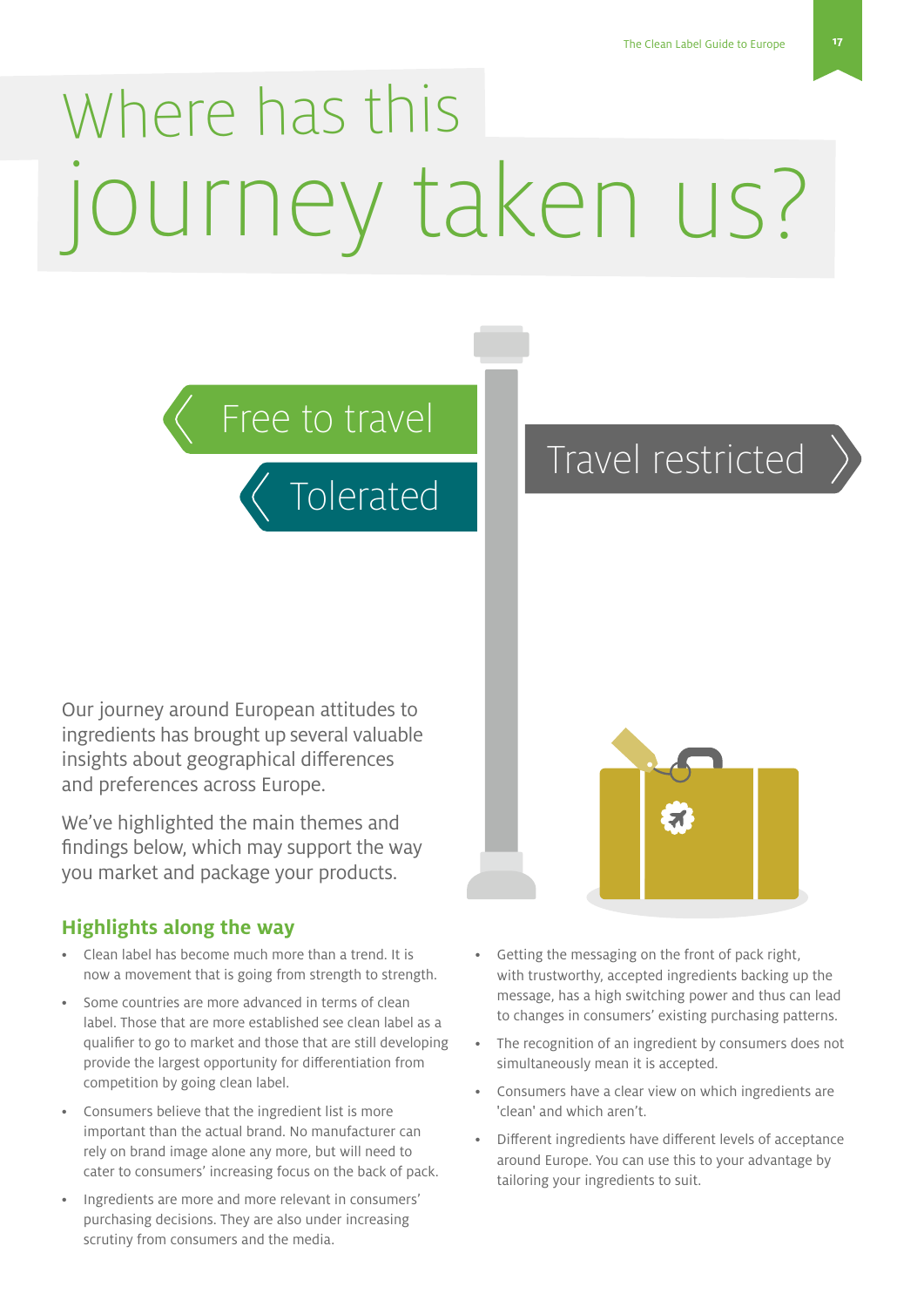# Where has this journey taken us?

Free to travel

Tolerated

Travel restricted

Our journey around European attitudes to ingredients has brought up several valuable insights about geographical differences and preferences across Europe.

We've highlighted the main themes and findings below, which may support the way you market and package your products.

## Highlights along the way

- Clean label has become much more than a trend. It is now a movement that is going from strength to strength.
- Some countries are more advanced in terms of clean label. Those that are more established see clean label as a qualifier to go to market and those that are still developing provide the largest opportunity for differentiation from competition by going clean label.
- Consumers believe that the ingredient list is more important than the actual brand. No manufacturer can rely on brand image alone any more, but will need to cater to consumers' increasing focus on the back of pack.
- Ingredients are more and more relevant in consumers' purchasing decisions. They are also under increasing scrutiny from consumers and the media.
- Getting the messaging on the front of pack right, with trustworthy, accepted ingredients backing up the message, has a high switching power and thus can lead to changes in consumers' existing purchasing patterns.
- The recognition of an ingredient by consumers does not simultaneously mean it is accepted.
- Consumers have a clear view on which ingredients are 'clean' and which aren't.
- Different ingredients have different levels of acceptance around Europe. You can use this to your advantage by tailoring your ingredients to suit.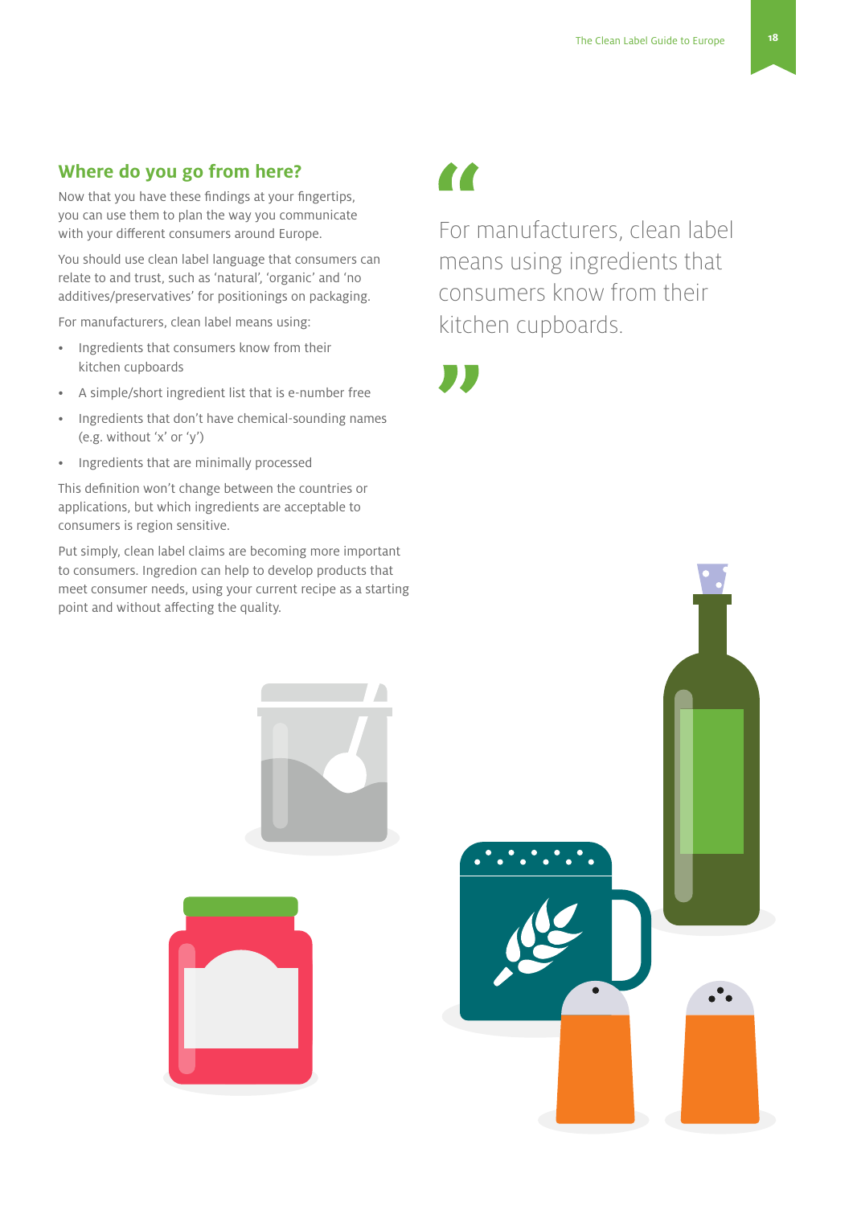## Where do you go from here?

Now that you have these findings at your fingertips, you can use them to plan the way you communicate with your different consumers around Europe.

You should use clean label language that consumers can relate to and trust, such as 'natural', 'organic' and 'no additives/preservatives' for positionings on packaging.

For manufacturers, clean label means using:

- Ingredients that consumers know from their kitchen cupboards
- A simple/short ingredient list that is e-number free
- Ingredients that don't have chemical-sounding names (e.g. without 'x' or 'y')
- Ingredients that are minimally processed

This definition won't change between the countries or applications, but which ingredients are acceptable to consumers is region sensitive.

Put simply, clean label claims are becoming more important to consumers. Ingredion can help to develop products that meet consumer needs, using your current recipe as a starting point and without affecting the quality.

> "For manufacturers, clean label means using ingredients that consumers know from their kitchen cupboards."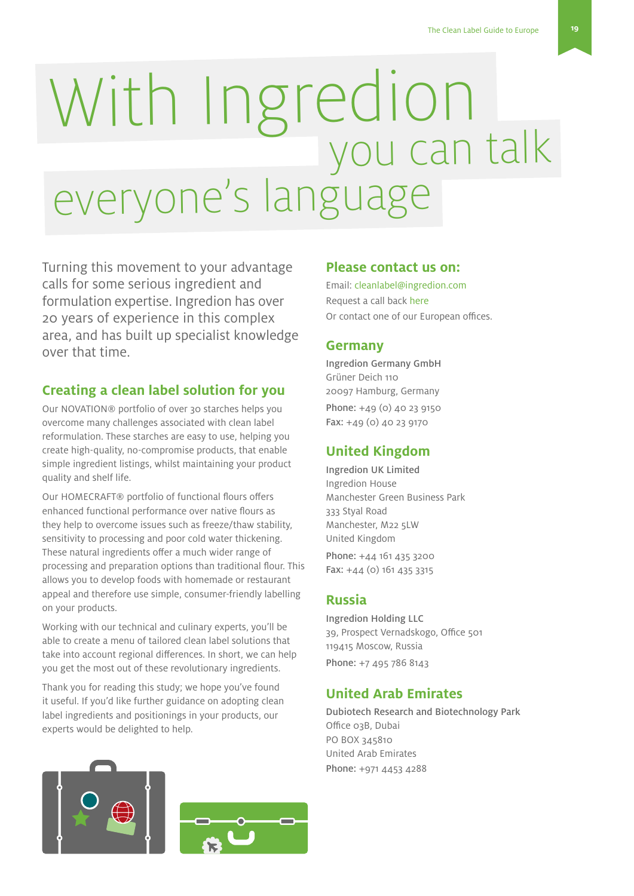# With Ingredion you can talk everyone's language

Turning this movement to your advantage calls for some serious ingredient and formulation expertise. Ingredion has over 20 years of experience in this complex area, and has built up specialist knowledge over that time.

## Creating a clean label solution for you

Our NOVATION® portfolio of over 30 starches helps you overcome many challenges associated with clean label reformulation. These starches are easy to use, helping you create high-quality, no-compromise products, that enable simple ingredient listings, whilst maintaining your product quality and shelf life.

Our HOMECRAFT® portfolio of functional flours offers enhanced functional performance over native flours as they help to overcome issues such as freeze/thaw stability, sensitivity to processing and poor cold water thickening. These natural ingredients offer a much wider range of processing and preparation options than traditional flour. This allows you to develop foods with homemade or restaurant appeal and therefore use simple, consumer-friendly labelling on your products.

Working with our technical and culinary experts, you'll be able to create a menu of tailored clean label solutions that take into account regional differences. In short, we can help you get the most out of these revolutionary ingredients.

Thank you for reading this study; we hope you've found it useful. If you'd like further guidance on adopting clean label ingredients and positionings in your products, our experts would be delighted to help.

## Please contact us on:

Email: cleanlabel@ingredion.com
Request a call back here
Or contact one of our European offices.

## Germany

Ingredion Germany GmbH
Grüner Deich 110
20097 Hamburg, Germany
**Phone:** +49 (0) 40 23 9150
**Fax:** +49 (0) 40 23 9170

## United Kingdom

Ingredion UK Limited
Ingredion House
Manchester Green Business Park
333 Styal Road
Manchester, M22 5LW
United Kingdom
**Phone:** +44 161 435 3200
**Fax:** +44 (0) 161 435 3315

## Russia

Ingredion Holding LLC
39, Prospect Vernadskogo, Office 501
119415 Moscow, Russia
**Phone:** +7 495 786 8143

## United Arab Emirates

Dubiotech Research and Biotechnology Park
Office 03B, Dubai
PO BOX 345810
United Arab Emirates
**Phone:** +971 4453 4288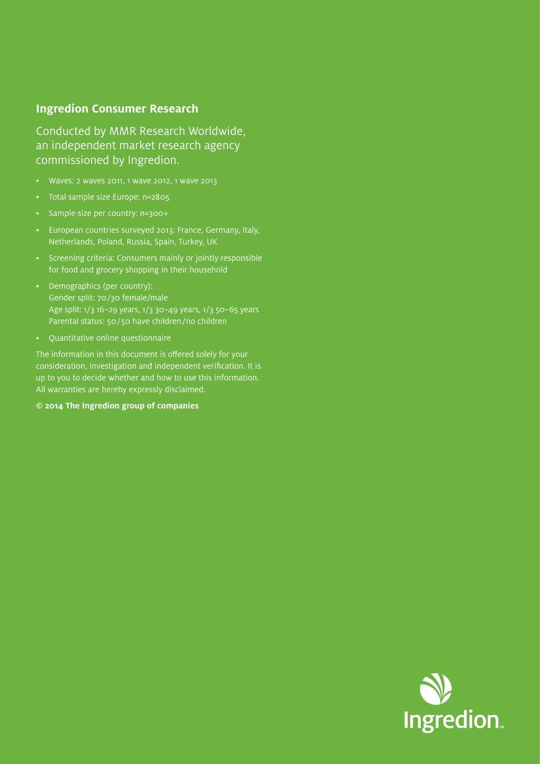## Ingredion Consumer Research

Conducted by MMR Research Worldwide, an independent market research agency commissioned by Ingredion.

- Waves: 2 waves 2011, 1 wave 2012, 1 wave 2013
- Total sample size Europe: n=2805
- Sample size per country: n=300+
- European countries surveyed 2013: France, Germany, Italy, Netherlands, Poland, Russia, Spain, Turkey, UK
- Screening criteria: Consumers mainly or jointly responsible for food and grocery shopping in their household
- Demographics (per country):
  Gender split: 70/30 female/male
  Age split: 1/3 16–29 years, 1/3 30–49 years, 1/3 50–65 years
  Parental status: 50/50 have children/no children
- Quantitative online questionnaire

The information in this document is offered solely for your consideration, investigation and independent verification. It is up to you to decide whether and how to use this information. All warranties are hereby expressly disclaimed.

**© 2014 The Ingredion group of companies**

Ingredion™